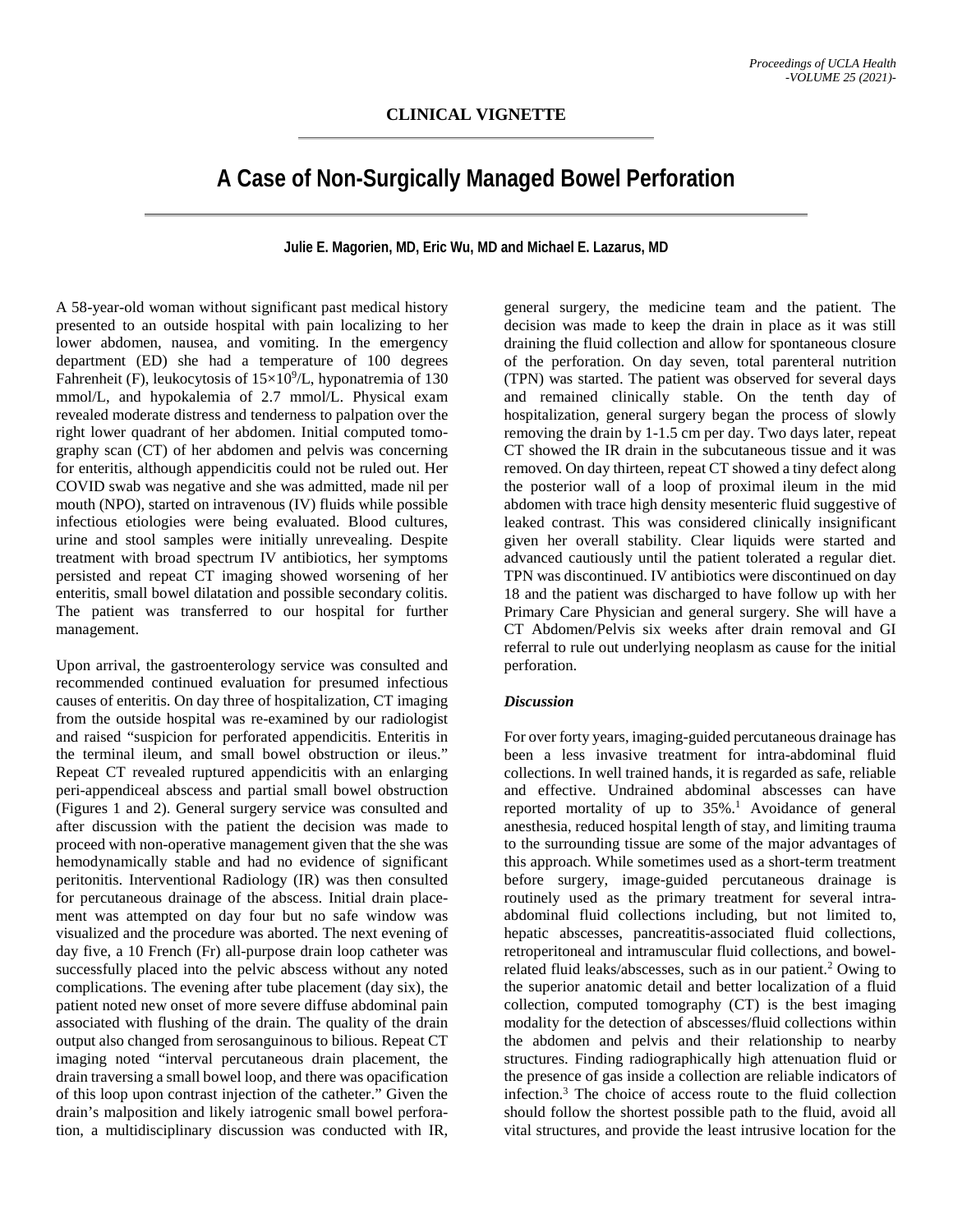**CLINICAL VIGNETTE**

# A Case of Non-Surgically Managed Bowel Perforation

**Julie E. Magorien, MD, Eric Wu, MD and Michael E. Lazarus, MD**

A 58-year-old woman without significant past medical history presented to an outside hospital with pain localizing to her lower abdomen, nausea, and vomiting. In the emergency department (ED) she had a temperature of 100 degrees Fahrenheit (F), leukocytosis of $15 \times 10^9$/L, hyponatremia of 130 mmol/L, and hypokalemia of 2.7 mmol/L. Physical exam revealed moderate distress and tenderness to palpation over the right lower quadrant of her abdomen. Initial computed tomography scan (CT) of her abdomen and pelvis was concerning for enteritis, although appendicitis could not be ruled out. Her COVID swab was negative and she was admitted, made nil per mouth (NPO), started on intravenous (IV) fluids while possible infectious etiologies were being evaluated. Blood cultures, urine and stool samples were initially unrevealing. Despite treatment with broad spectrum IV antibiotics, her symptoms persisted and repeat CT imaging showed worsening of her enteritis, small bowel dilatation and possible secondary colitis. The patient was transferred to our hospital for further management.

Upon arrival, the gastroenterology service was consulted and recommended continued evaluation for presumed infectious causes of enteritis. On day three of hospitalization, CT imaging from the outside hospital was re-examined by our radiologist and raised "suspicion for perforated appendicitis. Enteritis in the terminal ileum, and small bowel obstruction or ileus." Repeat CT revealed ruptured appendicitis with an enlarging peri-appendiceal abscess and partial small bowel obstruction (Figures 1 and 2). General surgery service was consulted and after discussion with the patient the decision was made to proceed with non-operative management given that the she was hemodynamically stable and had no evidence of significant peritonitis. Interventional Radiology (IR) was then consulted for percutaneous drainage of the abscess. Initial drain placement was attempted on day four but no safe window was visualized and the procedure was aborted. The next evening of day five, a 10 French (Fr) all-purpose drain loop catheter was successfully placed into the pelvic abscess without any noted complications. The evening after tube placement (day six), the patient noted new onset of more severe diffuse abdominal pain associated with flushing of the drain. The quality of the drain output also changed from serosanguinous to bilious. Repeat CT imaging noted "interval percutaneous drain placement, the drain traversing a small bowel loop, and there was opacification of this loop upon contrast injection of the catheter." Given the drain's malposition and likely iatrogenic small bowel perforation, a multidisciplinary discussion was conducted with IR, general surgery, the medicine team and the patient. The decision was made to keep the drain in place as it was still draining the fluid collection and allow for spontaneous closure of the perforation. On day seven, total parenteral nutrition (TPN) was started. The patient was observed for several days and remained clinically stable. On the tenth day of hospitalization, general surgery began the process of slowly removing the drain by 1-1.5 cm per day. Two days later, repeat CT showed the IR drain in the subcutaneous tissue and it was removed. On day thirteen, repeat CT showed a tiny defect along the posterior wall of a loop of proximal ileum in the mid abdomen with trace high density mesenteric fluid suggestive of leaked contrast. This was considered clinically insignificant given her overall stability. Clear liquids were started and advanced cautiously until the patient tolerated a regular diet. TPN was discontinued. IV antibiotics were discontinued on day 18 and the patient was discharged to have follow up with her Primary Care Physician and general surgery. She will have a CT Abdomen/Pelvis six weeks after drain removal and GI referral to rule out underlying neoplasm as cause for the initial perforation.

### *Discussion*

For over forty years, imaging-guided percutaneous drainage has been a less invasive treatment for intra-abdominal fluid collections. In well trained hands, it is regarded as safe, reliable and effective. Undrained abdominal abscesses can have reported mortality of up to 35%.[1] Avoidance of general anesthesia, reduced hospital length of stay, and limiting trauma to the surrounding tissue are some of the major advantages of this approach. While sometimes used as a short-term treatment before surgery, image-guided percutaneous drainage is routinely used as the primary treatment for several intra-abdominal fluid collections including, but not limited to, hepatic abscesses, pancreatitis-associated fluid collections, retroperitoneal and intramuscular fluid collections, and bowel-related fluid leaks/abscesses, such as in our patient.[2] Owing to the superior anatomic detail and better localization of a fluid collection, computed tomography (CT) is the best imaging modality for the detection of abscesses/fluid collections within the abdomen and pelvis and their relationship to nearby structures. Finding radiographically high attenuation fluid or the presence of gas inside a collection are reliable indicators of infection.[3] The choice of access route to the fluid collection should follow the shortest possible path to the fluid, avoid all vital structures, and provide the least intrusive location for the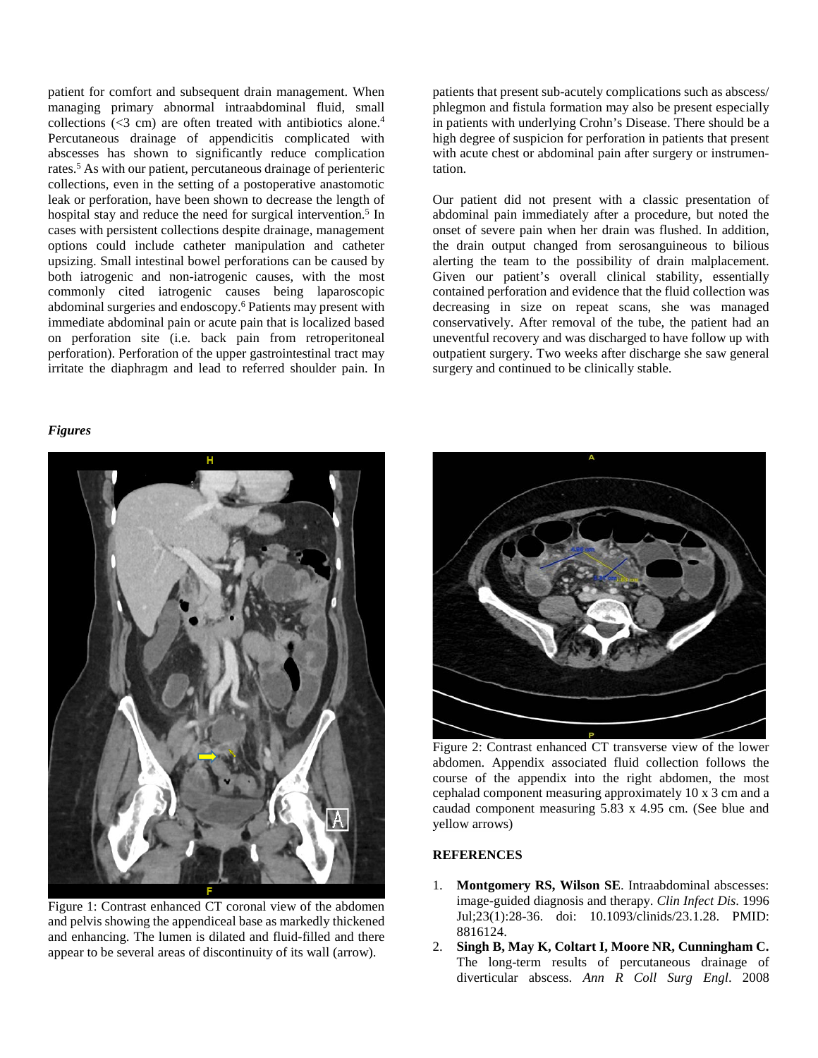patient for comfort and subsequent drain management. When managing primary abnormal intraabdominal fluid, small collections (<3 cm) are often treated with antibiotics alone.[4] Percutaneous drainage of appendicitis complicated with abscesses has shown to significantly reduce complication rates.[5] As with our patient, percutaneous drainage of perienteric collections, even in the setting of a postoperative anastomotic leak or perforation, have been shown to decrease the length of hospital stay and reduce the need for surgical intervention.[5] In cases with persistent collections despite drainage, management options could include catheter manipulation and catheter upsizing. Small intestinal bowel perforations can be caused by both iatrogenic and non-iatrogenic causes, with the most commonly cited iatrogenic causes being laparoscopic abdominal surgeries and endoscopy.[6] Patients may present with immediate abdominal pain or acute pain that is localized based on perforation site (i.e. back pain from retroperitoneal perforation). Perforation of the upper gastrointestinal tract may irritate the diaphragm and lead to referred shoulder pain. In patients that present sub-acutely complications such as abscess/ phlegmon and fistula formation may also be present especially in patients with underlying Crohn's Disease. There should be a high degree of suspicion for perforation in patients that present with acute chest or abdominal pain after surgery or instrumentation.

Our patient did not present with a classic presentation of abdominal pain immediately after a procedure, but noted the onset of severe pain when her drain was flushed. In addition, the drain output changed from serosanguineous to bilious alerting the team to the possibility of drain malplacement. Given our patient's overall clinical stability, essentially contained perforation and evidence that the fluid collection was decreasing in size on repeat scans, she was managed conservatively. After removal of the tube, the patient had an uneventful recovery and was discharged to have follow up with outpatient surgery. Two weeks after discharge she saw general surgery and continued to be clinically stable.

***Figures***

Figure 1: Contrast enhanced CT coronal view of the abdomen and pelvis showing the appendiceal base as markedly thickened and enhancing. The lumen is dilated and fluid-filled and there appear to be several areas of discontinuity of its wall (arrow).

Figure 2: Contrast enhanced CT transverse view of the lower abdomen. Appendix associated fluid collection follows the course of the appendix into the right abdomen, the most cephalad component measuring approximately 10 x 3 cm and a caudad component measuring 5.83 x 4.95 cm. (See blue and yellow arrows)

## REFERENCES

1. **Montgomery RS, Wilson SE**. Intraabdominal abscesses: image-guided diagnosis and therapy. *Clin Infect Dis*. 1996 Jul;23(1):28-36. doi: 10.1093/clinids/23.1.28. PMID: 8816124.
2. **Singh B, May K, Coltart I, Moore NR, Cunningham C.** The long-term results of percutaneous drainage of diverticular abscess. *Ann R Coll Surg Engl*. 2008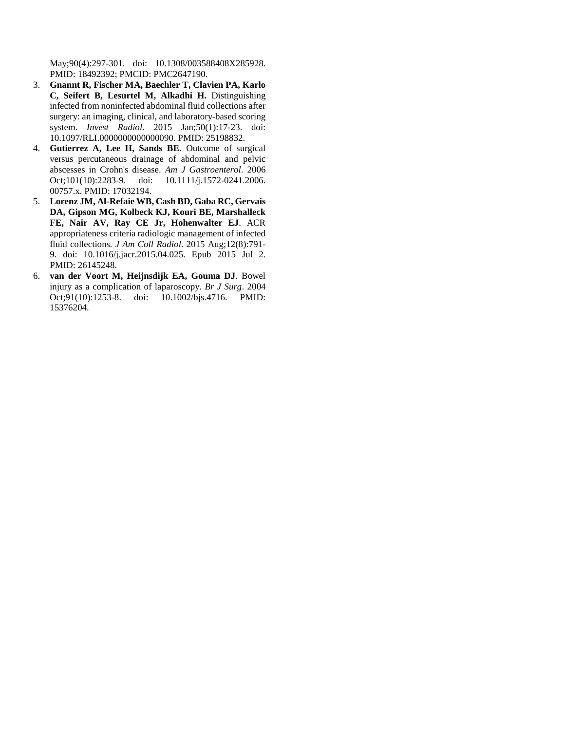May;90(4):297-301. doi: 10.1308/003588408X285928. PMID: 18492392; PMCID: PMC2647190.

3. **Gnannt R, Fischer MA, Baechler T, Clavien PA, Karlo C, Seifert B, Lesurtel M, Alkadhi H.** Distinguishing infected from noninfected abdominal fluid collections after surgery: an imaging, clinical, and laboratory-based scoring system. *Invest Radiol*. 2015 Jan;50(1):17-23. doi: 10.1097/RLI.0000000000000090. PMID: 25198832.
4. **Gutierrez A, Lee H, Sands BE**. Outcome of surgical versus percutaneous drainage of abdominal and pelvic abscesses in Crohn's disease. *Am J Gastroenterol*. 2006 Oct;101(10):2283-9. doi: 10.1111/j.1572-0241.2006.00757.x. PMID: 17032194.
5. **Lorenz JM, Al-Refaie WB, Cash BD, Gaba RC, Gervais DA, Gipson MG, Kolbeck KJ, Kouri BE, Marshalleck FE, Nair AV, Ray CE Jr, Hohenwalter EJ**. ACR appropriateness criteria radiologic management of infected fluid collections. *J Am Coll Radiol*. 2015 Aug;12(8):791-9. doi: 10.1016/j.jacr.2015.04.025. Epub 2015 Jul 2. PMID: 26145248.
6. **van der Voort M, Heijnsdijk EA, Gouma DJ**. Bowel injury as a complication of laparoscopy. *Br J Surg*. 2004 Oct;91(10):1253-8. doi: 10.1002/bjs.4716. PMID: 15376204.